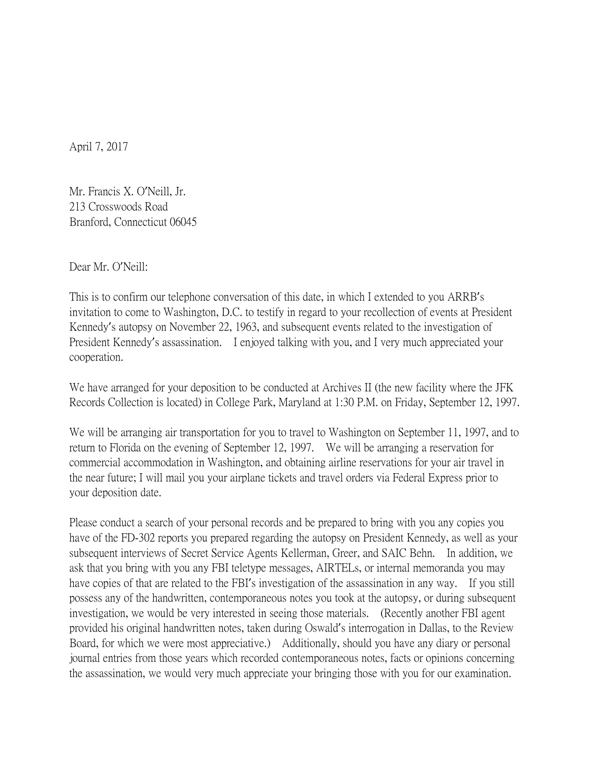April 7, 2017

Mr. Francis X. O'Neill, Jr.
213 Crosswoods Road
Branford, Connecticut 06045

Dear Mr. O'Neill:

This is to confirm our telephone conversation of this date, in which I extended to you ARRB's invitation to come to Washington, D.C. to testify in regard to your recollection of events at President Kennedy's autopsy on November 22, 1963, and subsequent events related to the investigation of President Kennedy's assassination. I enjoyed talking with you, and I very much appreciated your cooperation.

We have arranged for your deposition to be conducted at Archives II (the new facility where the JFK Records Collection is located) in College Park, Maryland at 1:30 P.M. on Friday, September 12, 1997.

We will be arranging air transportation for you to travel to Washington on September 11, 1997, and to return to Florida on the evening of September 12, 1997. We will be arranging a reservation for commercial accommodation in Washington, and obtaining airline reservations for your air travel in the near future; I will mail you your airplane tickets and travel orders via Federal Express prior to your deposition date.

Please conduct a search of your personal records and be prepared to bring with you any copies you have of the FD-302 reports you prepared regarding the autopsy on President Kennedy, as well as your subsequent interviews of Secret Service Agents Kellerman, Greer, and SAIC Behn. In addition, we ask that you bring with you any FBI teletype messages, AIRTELs, or internal memoranda you may have copies of that are related to the FBI's investigation of the assassination in any way. If you still possess any of the handwritten, contemporaneous notes you took at the autopsy, or during subsequent investigation, we would be very interested in seeing those materials. (Recently another FBI agent provided his original handwritten notes, taken during Oswald's interrogation in Dallas, to the Review Board, for which we were most appreciative.) Additionally, should you have any diary or personal journal entries from those years which recorded contemporaneous notes, facts or opinions concerning the assassination, we would very much appreciate your bringing those with you for our examination.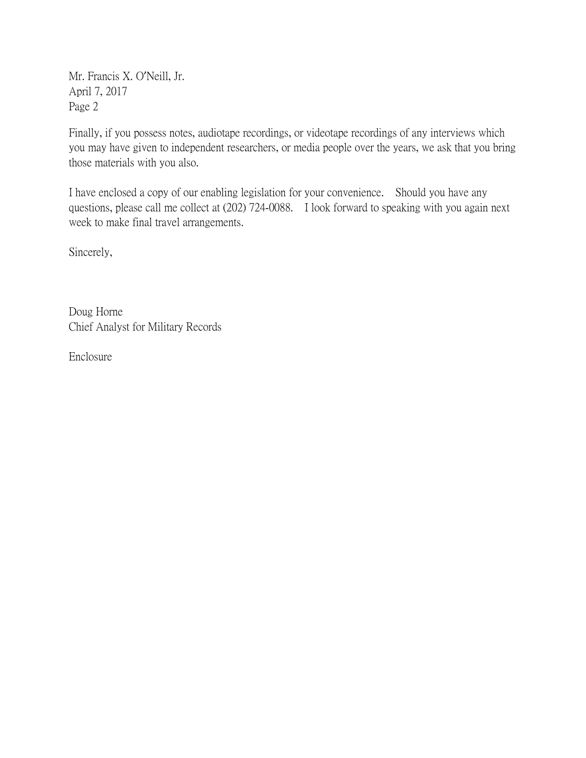Mr. Francis X. O'Neill, Jr.
April 7, 2017
Page 2

Finally, if you possess notes, audiotape recordings, or videotape recordings of any interviews which you may have given to independent researchers, or media people over the years, we ask that you bring those materials with you also.

I have enclosed a copy of our enabling legislation for your convenience. Should you have any questions, please call me collect at (202) 724-0088. I look forward to speaking with you again next week to make final travel arrangements.

Sincerely,

Doug Horne
Chief Analyst for Military Records

Enclosure